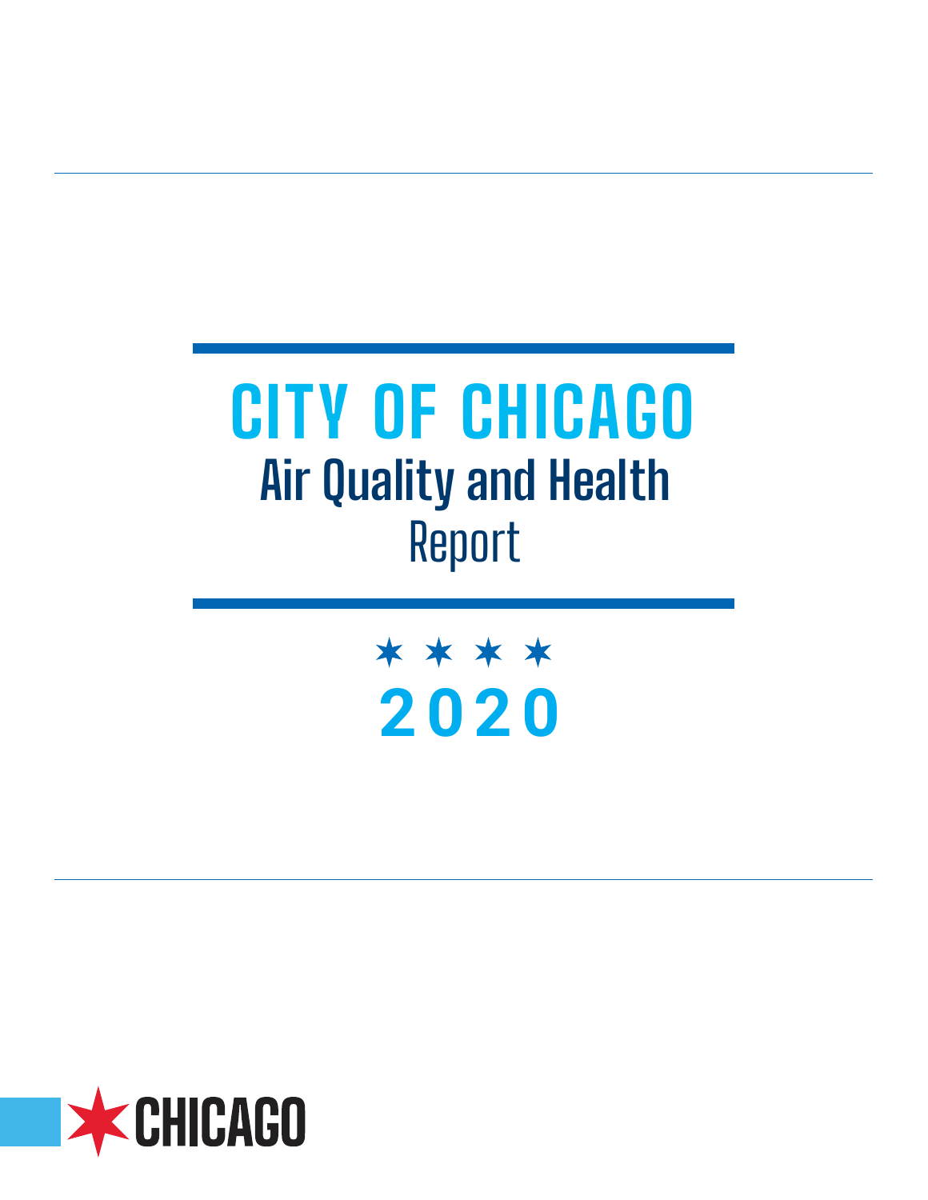# CITY OF CHICAGO

## Air Quality and Health

## Report

★ ★ ★ ★

# 2020

CHICAGO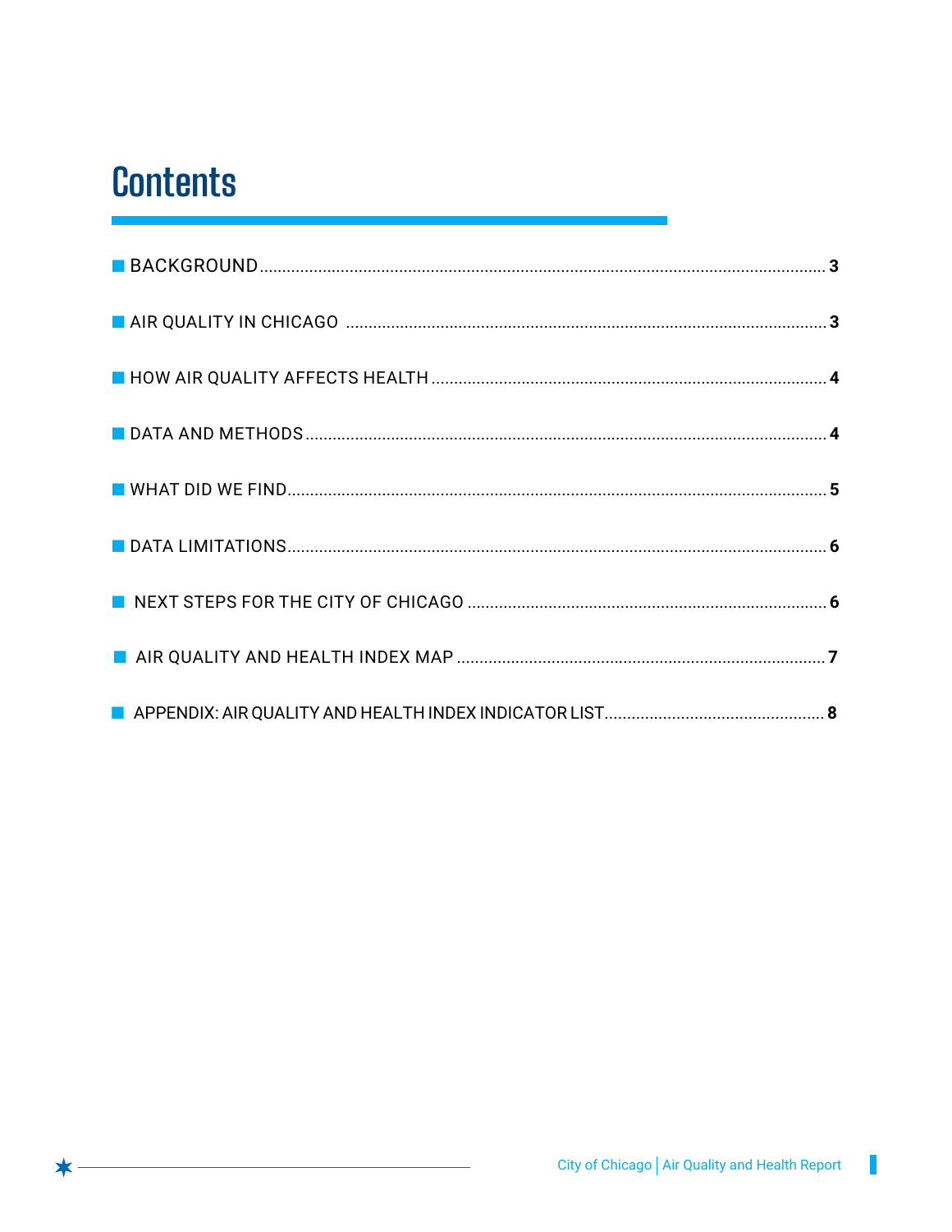# Contents

- BACKGROUND ........................................................ 3
- AIR QUALITY IN CHICAGO ........................................................ 3
- HOW AIR QUALITY AFFECTS HEALTH ........................................................ 4
- DATA AND METHODS ........................................................ 4
- WHAT DID WE FIND ........................................................ 5
- DATA LIMITATIONS ........................................................ 6
- NEXT STEPS FOR THE CITY OF CHICAGO ........................................................ 6
- AIR QUALITY AND HEALTH INDEX MAP ........................................................ 7
- APPENDIX: AIR QUALITY AND HEALTH INDEX INDICATOR LIST ........................................................ 8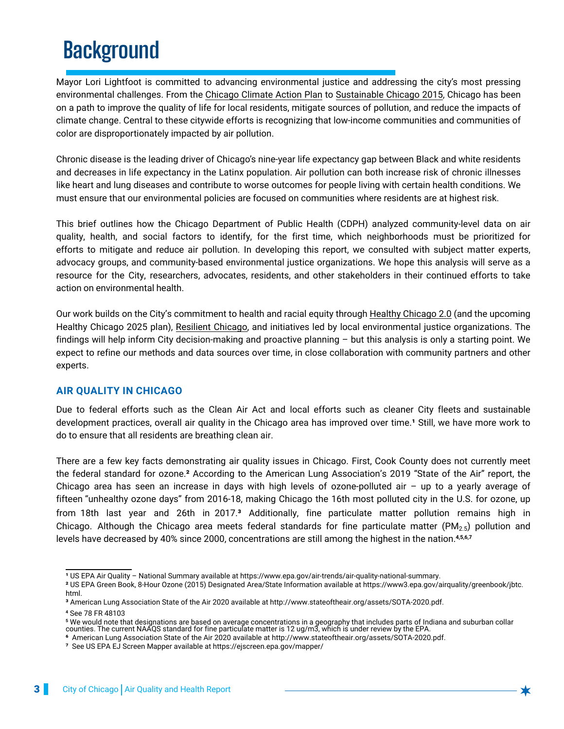# Background

Mayor Lori Lightfoot is committed to advancing environmental justice and addressing the city's most pressing environmental challenges. From the Chicago Climate Action Plan to Sustainable Chicago 2015, Chicago has been on a path to improve the quality of life for local residents, mitigate sources of pollution, and reduce the impacts of climate change. Central to these citywide efforts is recognizing that low-income communities and communities of color are disproportionately impacted by air pollution.

Chronic disease is the leading driver of Chicago's nine-year life expectancy gap between Black and white residents and decreases in life expectancy in the Latinx population. Air pollution can both increase risk of chronic illnesses like heart and lung diseases and contribute to worse outcomes for people living with certain health conditions. We must ensure that our environmental policies are focused on communities where residents are at highest risk.

This brief outlines how the Chicago Department of Public Health (CDPH) analyzed community-level data on air quality, health, and social factors to identify, for the first time, which neighborhoods must be prioritized for efforts to mitigate and reduce air pollution. In developing this report, we consulted with subject matter experts, advocacy groups, and community-based environmental justice organizations. We hope this analysis will serve as a resource for the City, researchers, advocates, residents, and other stakeholders in their continued efforts to take action on environmental health.

Our work builds on the City's commitment to health and racial equity through Healthy Chicago 2.0 (and the upcoming Healthy Chicago 2025 plan), Resilient Chicago, and initiatives led by local environmental justice organizations. The findings will help inform City decision-making and proactive planning – but this analysis is only a starting point. We expect to refine our methods and data sources over time, in close collaboration with community partners and other experts.

### AIR QUALITY IN CHICAGO

Due to federal efforts such as the Clean Air Act and local efforts such as cleaner City fleets and sustainable development practices, overall air quality in the Chicago area has improved over time.[1] Still, we have more work to do to ensure that all residents are breathing clean air.

There are a few key facts demonstrating air quality issues in Chicago. First, Cook County does not currently meet the federal standard for ozone.[2] According to the American Lung Association's 2019 "State of the Air" report, the Chicago area has seen an increase in days with high levels of ozone-polluted air – up to a yearly average of fifteen "unhealthy ozone days" from 2016-18, making Chicago the 16th most polluted city in the U.S. for ozone, up from 18th last year and 26th in 2017.[3] Additionally, fine particulate matter pollution remains high in Chicago. Although the Chicago area meets federal standards for fine particulate matter ($PM_{2.5}$) pollution and levels have decreased by 40% since 2000, concentrations are still among the highest in the nation.[4,5,6,7]

---

[1] US EPA Air Quality – National Summary available at https://www.epa.gov/air-trends/air-quality-national-summary.

[2] US EPA Green Book, 8-Hour Ozone (2015) Designated Area/State Information available at https://www3.epa.gov/airquality/greenbook/jbtc.html.

[3] American Lung Association State of the Air 2020 available at http://www.stateoftheair.org/assets/SOTA-2020.pdf.

[4] See 78 FR 48103

[5] We would note that designations are based on average concentrations in a geography that includes parts of Indiana and suburban collar counties. The current NAAQS standard for fine particulate matter is 12 ug/m3, which is under review by the EPA.

[6] American Lung Association State of the Air 2020 available at http://www.stateoftheair.org/assets/SOTA-2020.pdf.

[7] See US EPA EJ Screen Mapper available at https://ejscreen.epa.gov/mapper/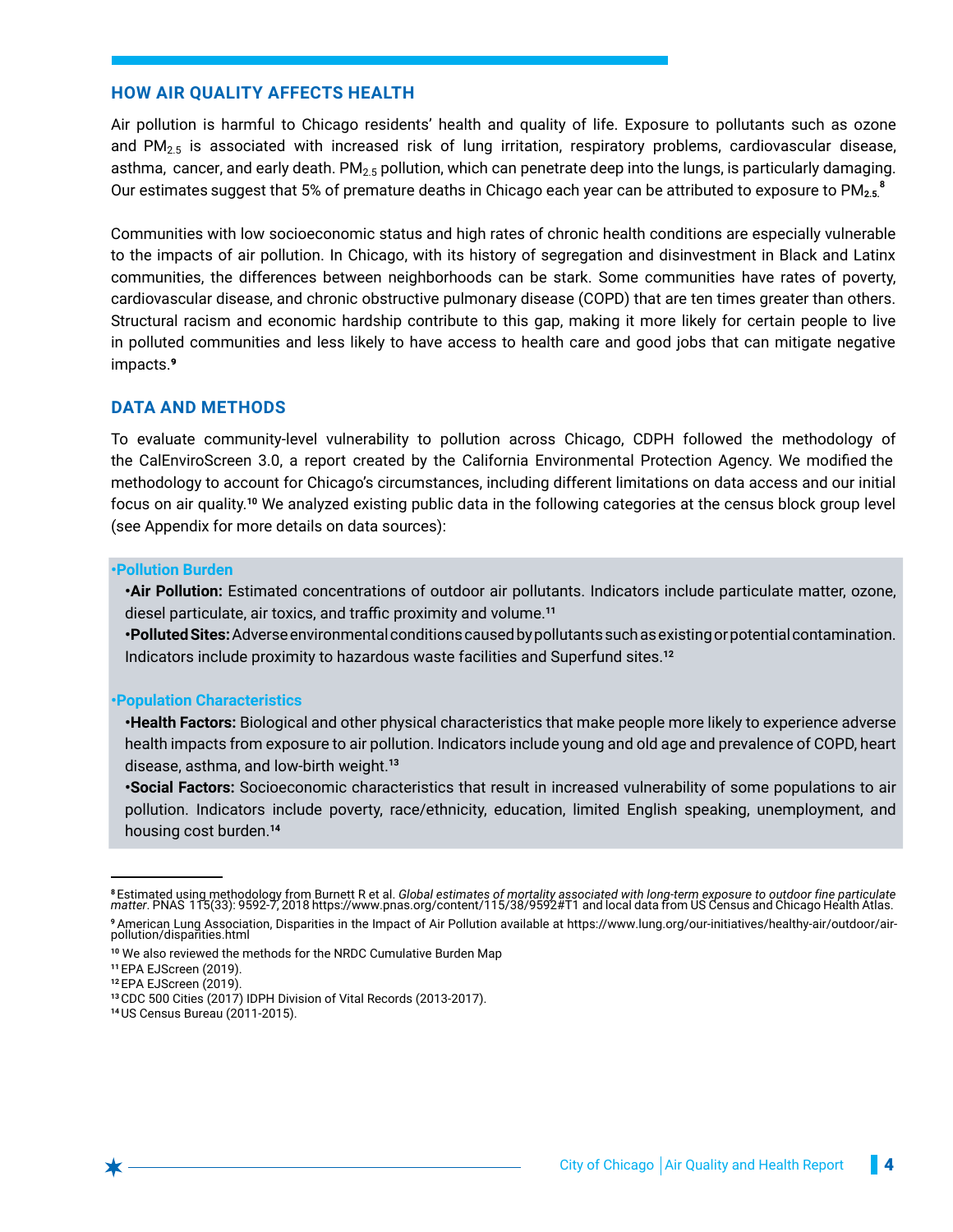## HOW AIR QUALITY AFFECTS HEALTH

Air pollution is harmful to Chicago residents' health and quality of life. Exposure to pollutants such as ozone and $PM_{2.5}$ is associated with increased risk of lung irritation, respiratory problems, cardiovascular disease, asthma, cancer, and early death. $PM_{2.5}$ pollution, which can penetrate deep into the lungs, is particularly damaging. Our estimates suggest that 5% of premature deaths in Chicago each year can be attributed to exposure to $PM_{2.5}$.[8]

Communities with low socioeconomic status and high rates of chronic health conditions are especially vulnerable to the impacts of air pollution. In Chicago, with its history of segregation and disinvestment in Black and Latinx communities, the differences between neighborhoods can be stark. Some communities have rates of poverty, cardiovascular disease, and chronic obstructive pulmonary disease (COPD) that are ten times greater than others. Structural racism and economic hardship contribute to this gap, making it more likely for certain people to live in polluted communities and less likely to have access to health care and good jobs that can mitigate negative impacts.[9]

## DATA AND METHODS

To evaluate community-level vulnerability to pollution across Chicago, CDPH followed the methodology of the CalEnviroScreen 3.0, a report created by the California Environmental Protection Agency. We modified the methodology to account for Chicago's circumstances, including different limitations on data access and our initial focus on air quality.[10] We analyzed existing public data in the following categories at the census block group level (see Appendix for more details on data sources):

- **Pollution Burden**
  - **Air Pollution:** Estimated concentrations of outdoor air pollutants. Indicators include particulate matter, ozone, diesel particulate, air toxics, and traffic proximity and volume.[11]
  - **Polluted Sites:** Adverse environmental conditions caused by pollutants such as existing or potential contamination. Indicators include proximity to hazardous waste facilities and Superfund sites.[12]

- **Population Characteristics**
  - **Health Factors:** Biological and other physical characteristics that make people more likely to experience adverse health impacts from exposure to air pollution. Indicators include young and old age and prevalence of COPD, heart disease, asthma, and low-birth weight.[13]
  - **Social Factors:** Socioeconomic characteristics that result in increased vulnerability of some populations to air pollution. Indicators include poverty, race/ethnicity, education, limited English speaking, unemployment, and housing cost burden.[14]

---

[8] Estimated using methodology from Burnett R et al. *Global estimates of mortality associated with long-term exposure to outdoor fine particulate matter*. PNAS 115(33): 9592-7, 2018 https://www.pnas.org/content/115/38/9592#T1 and local data from US Census and Chicago Health Atlas.

[9] American Lung Association, Disparities in the Impact of Air Pollution available at https://www.lung.org/our-initiatives/healthy-air/outdoor/air-pollution/disparities.html

[10] We also reviewed the methods for the NRDC Cumulative Burden Map

[11] EPA EJScreen (2019).

[12] EPA EJScreen (2019).

[13] CDC 500 Cities (2017) IDPH Division of Vital Records (2013-2017).

[14] US Census Bureau (2011-2015).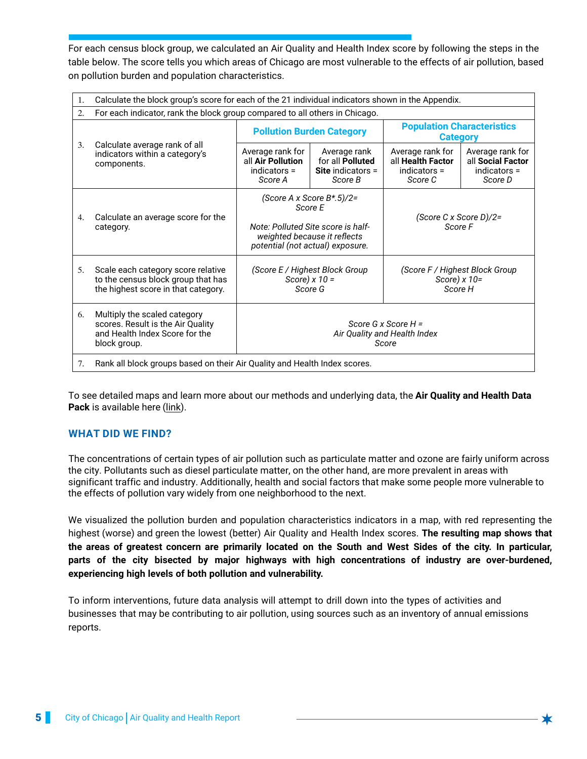For each census block group, we calculated an Air Quality and Health Index score by following the steps in the table below. The score tells you which areas of Chicago are most vulnerable to the effects of air pollution, based on pollution burden and population characteristics.

| Step | Pollution Burden Category | | Population Characteristics Category | |
|---|---|---|---|---|
| 1. Calculate the block group's score for each of the 21 individual indicators shown in the Appendix. | | | | |
| 2. For each indicator, rank the block group compared to all others in Chicago. | | | | |
| 3. Calculate average rank of all indicators within a category's components. | Average rank for all **Air Pollution** indicators = *Score A* | Average rank for all **Polluted Site** indicators = *Score B* | Average rank for all **Health Factor** indicators = *Score C* | Average rank for all **Social Factor** indicators = *Score D* |
| 4. Calculate an average score for the category. | *(Score A x Score B*.5)/2= Score E* <br><br> *Note: Polluted Site score is half-weighted because it reflects potential (not actual) exposure.* | | *(Score C x Score D)/2= Score F* | |
| 5. Scale each category score relative to the census block group that has the highest score in that category. | *(Score E / Highest Block Group Score) x 10 = Score G* | | *(Score F / Highest Block Group Score) x 10= Score H* | |
| 6. Multiply the scaled category scores. Result is the Air Quality and Health Index Score for the block group. | *Score G x Score H = Air Quality and Health Index Score* | | | |
| 7. Rank all block groups based on their Air Quality and Health Index scores. | | | | |

To see detailed maps and learn more about our methods and underlying data, the **Air Quality and Health Data Pack** is available here (link).

## WHAT DID WE FIND?

The concentrations of certain types of air pollution such as particulate matter and ozone are fairly uniform across the city. Pollutants such as diesel particulate matter, on the other hand, are more prevalent in areas with significant traffic and industry. Additionally, health and social factors that make some people more vulnerable to the effects of pollution vary widely from one neighborhood to the next.

We visualized the pollution burden and population characteristics indicators in a map, with red representing the highest (worse) and green the lowest (better) Air Quality and Health Index scores. **The resulting map shows that the areas of greatest concern are primarily located on the South and West Sides of the city. In particular, parts of the city bisected by major highways with high concentrations of industry are over-burdened, experiencing high levels of both pollution and vulnerability.**

To inform interventions, future data analysis will attempt to drill down into the types of activities and businesses that may be contributing to air pollution, using sources such as an inventory of annual emissions reports.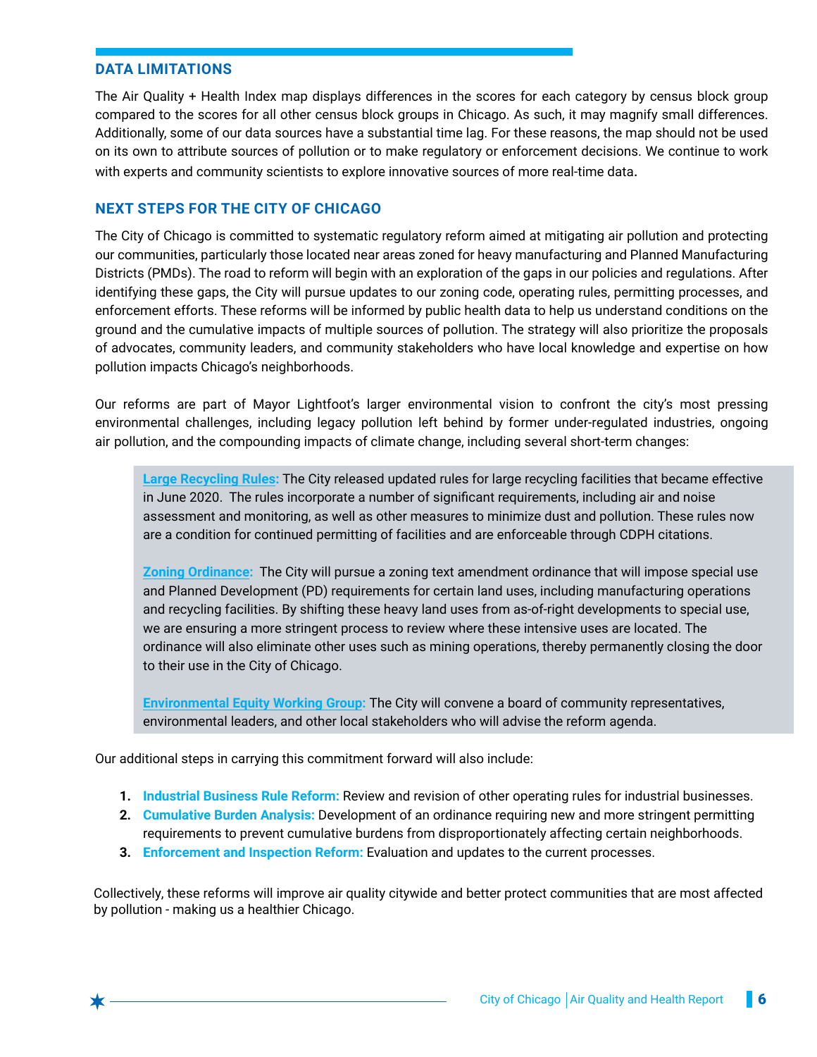## DATA LIMITATIONS

The Air Quality + Health Index map displays differences in the scores for each category by census block group compared to the scores for all other census block groups in Chicago. As such, it may magnify small differences. Additionally, some of our data sources have a substantial time lag. For these reasons, the map should not be used on its own to attribute sources of pollution or to make regulatory or enforcement decisions. We continue to work with experts and community scientists to explore innovative sources of more real-time data.

## NEXT STEPS FOR THE CITY OF CHICAGO

The City of Chicago is committed to systematic regulatory reform aimed at mitigating air pollution and protecting our communities, particularly those located near areas zoned for heavy manufacturing and Planned Manufacturing Districts (PMDs). The road to reform will begin with an exploration of the gaps in our policies and regulations. After identifying these gaps, the City will pursue updates to our zoning code, operating rules, permitting processes, and enforcement efforts. These reforms will be informed by public health data to help us understand conditions on the ground and the cumulative impacts of multiple sources of pollution. The strategy will also prioritize the proposals of advocates, community leaders, and community stakeholders who have local knowledge and expertise on how pollution impacts Chicago's neighborhoods.

Our reforms are part of Mayor Lightfoot's larger environmental vision to confront the city's most pressing environmental challenges, including legacy pollution left behind by former under-regulated industries, ongoing air pollution, and the compounding impacts of climate change, including several short-term changes:

> **Large Recycling Rules:** The City released updated rules for large recycling facilities that became effective in June 2020. The rules incorporate a number of significant requirements, including air and noise assessment and monitoring, as well as other measures to minimize dust and pollution. These rules now are a condition for continued permitting of facilities and are enforceable through CDPH citations.
>
> **Zoning Ordinance:** The City will pursue a zoning text amendment ordinance that will impose special use and Planned Development (PD) requirements for certain land uses, including manufacturing operations and recycling facilities. By shifting these heavy land uses from as-of-right developments to special use, we are ensuring a more stringent process to review where these intensive uses are located. The ordinance will also eliminate other uses such as mining operations, thereby permanently closing the door to their use in the City of Chicago.
>
> **Environmental Equity Working Group:** The City will convene a board of community representatives, environmental leaders, and other local stakeholders who will advise the reform agenda.

Our additional steps in carrying this commitment forward will also include:

1. **Industrial Business Rule Reform:** Review and revision of other operating rules for industrial businesses.
2. **Cumulative Burden Analysis:** Development of an ordinance requiring new and more stringent permitting requirements to prevent cumulative burdens from disproportionately affecting certain neighborhoods.
3. **Enforcement and Inspection Reform:** Evaluation and updates to the current processes.

Collectively, these reforms will improve air quality citywide and better protect communities that are most affected by pollution - making us a healthier Chicago.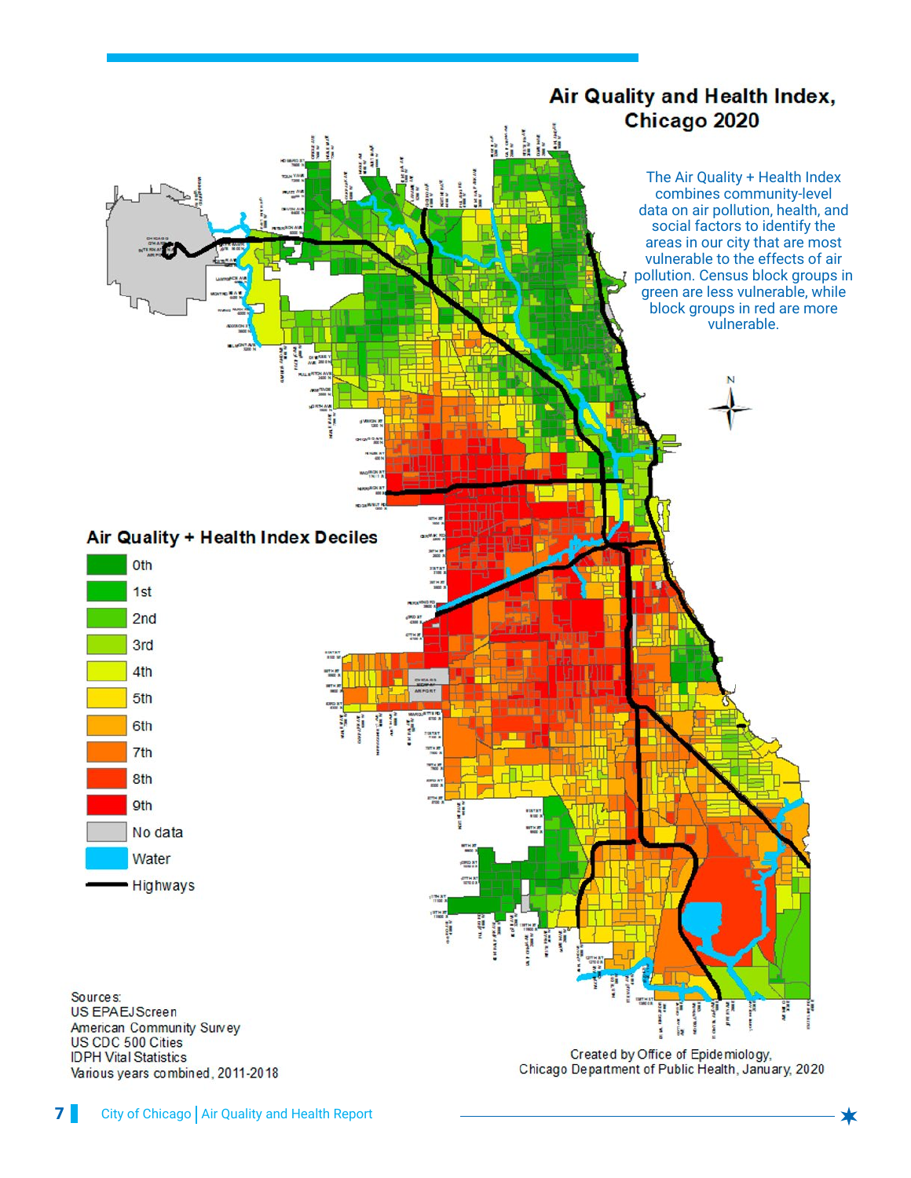## Air Quality and Health Index, Chicago 2020

The Air Quality + Health Index combines community-level data on air pollution, health, and social factors to identify the areas in our city that are most vulnerable to the effects of air pollution. Census block groups in green are less vulnerable, while block groups in red are more vulnerable.

### Air Quality + Health Index Deciles

- 0th
- 1st
- 2nd
- 3rd
- 4th
- 5th
- 6th
- 7th
- 8th
- 9th
- No data
- Water
- Highways

Sources:
US EPA EJScreen
American Community Survey
US CDC 500 Cities
IDPH Vital Statistics
Various years combined, 2011-2018

Created by Office of Epidemiology,
Chicago Department of Public Health, January, 2020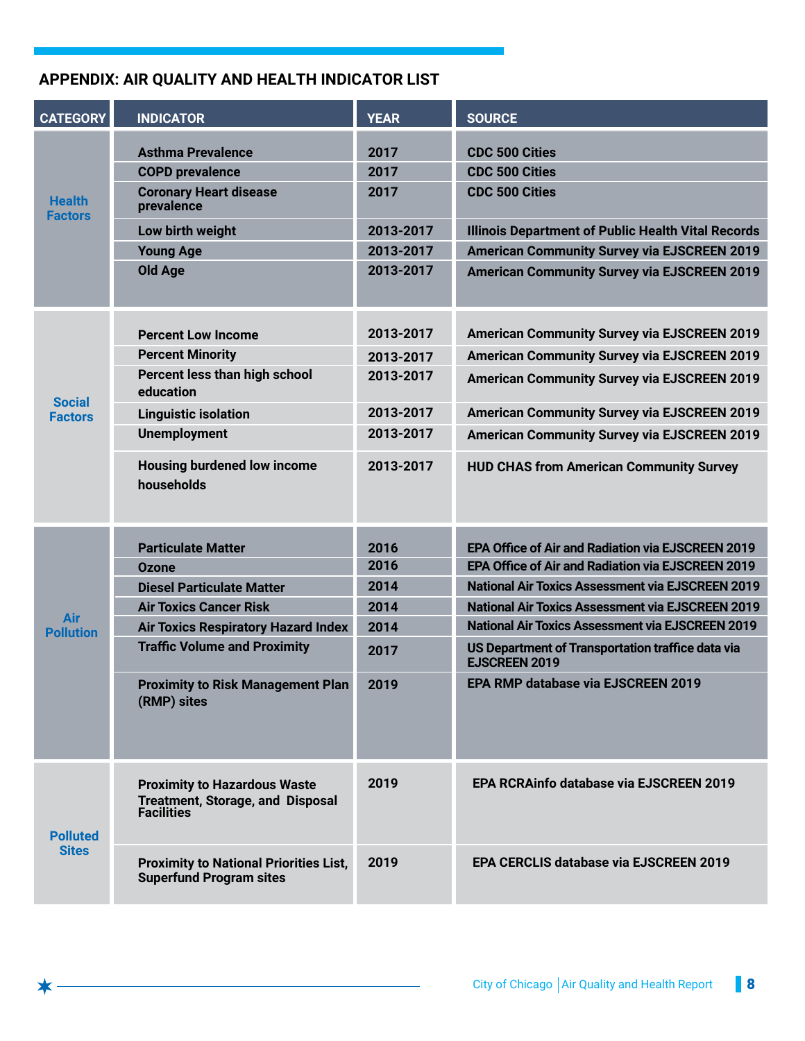## APPENDIX: AIR QUALITY AND HEALTH INDICATOR LIST

| CATEGORY | INDICATOR | YEAR | SOURCE |
|---|---|---|---|
| Health Factors | Asthma Prevalence | 2017 | CDC 500 Cities |
| | COPD prevalence | 2017 | CDC 500 Cities |
| | Coronary Heart disease prevalence | 2017 | CDC 500 Cities |
| | Low birth weight | 2013-2017 | Illinois Department of Public Health Vital Records |
| | Young Age | 2013-2017 | American Community Survey via EJSCREEN 2019 |
| | Old Age | 2013-2017 | American Community Survey via EJSCREEN 2019 |
| Social Factors | Percent Low Income | 2013-2017 | American Community Survey via EJSCREEN 2019 |
| | Percent Minority | 2013-2017 | American Community Survey via EJSCREEN 2019 |
| | Percent less than high school education | 2013-2017 | American Community Survey via EJSCREEN 2019 |
| | Linguistic isolation | 2013-2017 | American Community Survey via EJSCREEN 2019 |
| | Unemployment | 2013-2017 | American Community Survey via EJSCREEN 2019 |
| | Housing burdened low income households | 2013-2017 | HUD CHAS from American Community Survey |
| Air Pollution | Particulate Matter | 2016 | EPA Office of Air and Radiation via EJSCREEN 2019 |
| | Ozone | 2016 | EPA Office of Air and Radiation via EJSCREEN 2019 |
| | Diesel Particulate Matter | 2014 | National Air Toxics Assessment via EJSCREEN 2019 |
| | Air Toxics Cancer Risk | 2014 | National Air Toxics Assessment via EJSCREEN 2019 |
| | Air Toxics Respiratory Hazard Index | 2014 | National Air Toxics Assessment via EJSCREEN 2019 |
| | Traffic Volume and Proximity | 2017 | US Department of Transportation traffice data via EJSCREEN 2019 |
| | Proximity to Risk Management Plan (RMP) sites | 2019 | EPA RMP database via EJSCREEN 2019 |
| Polluted Sites | Proximity to Hazardous Waste Treatment, Storage, and Disposal Facilities | 2019 | EPA RCRAinfo database via EJSCREEN 2019 |
| | Proximity to National Priorities List, Superfund Program sites | 2019 | EPA CERCLIS database via EJSCREEN 2019 |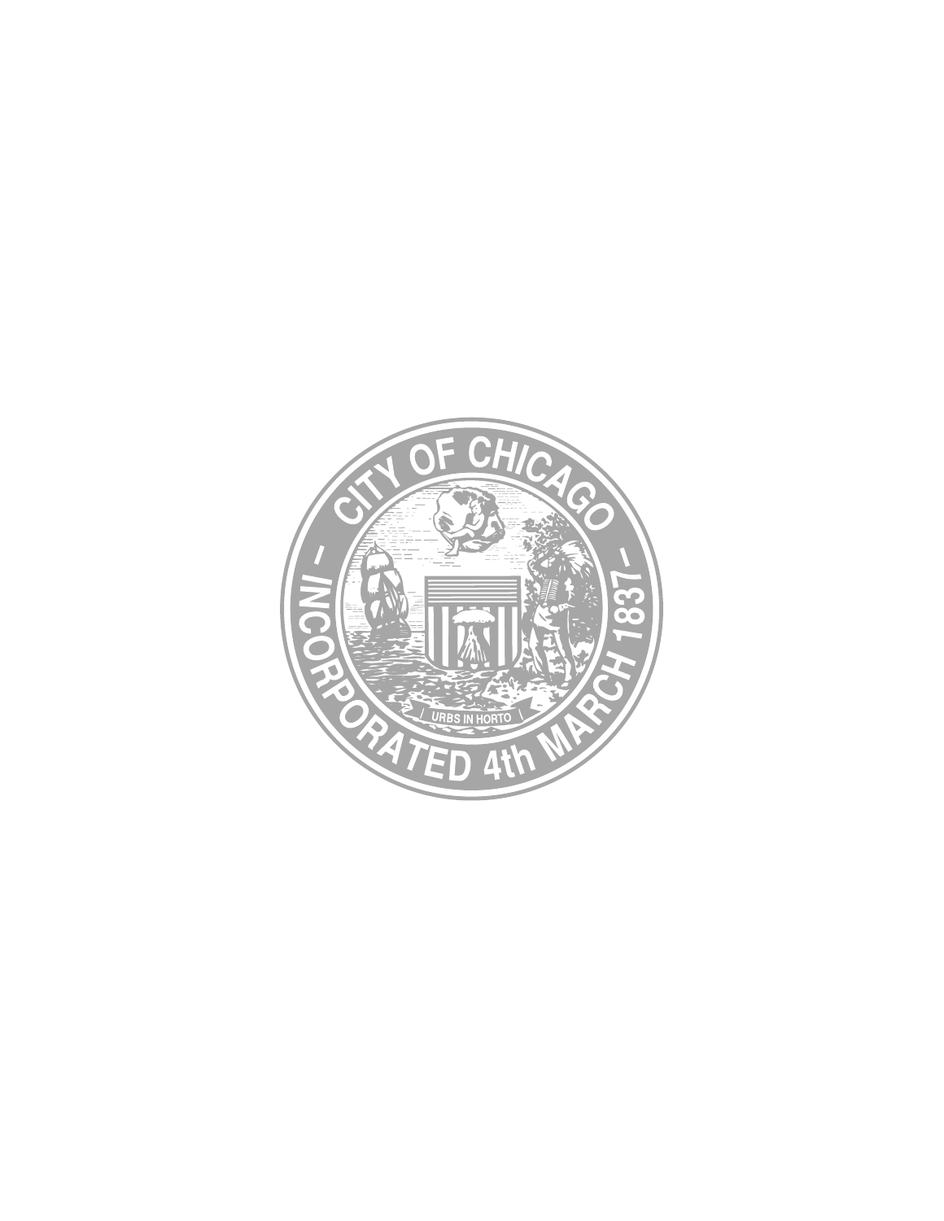CITY OF CHICAGO

URBS IN HORTO

INCORPORATED 4th MARCH 1837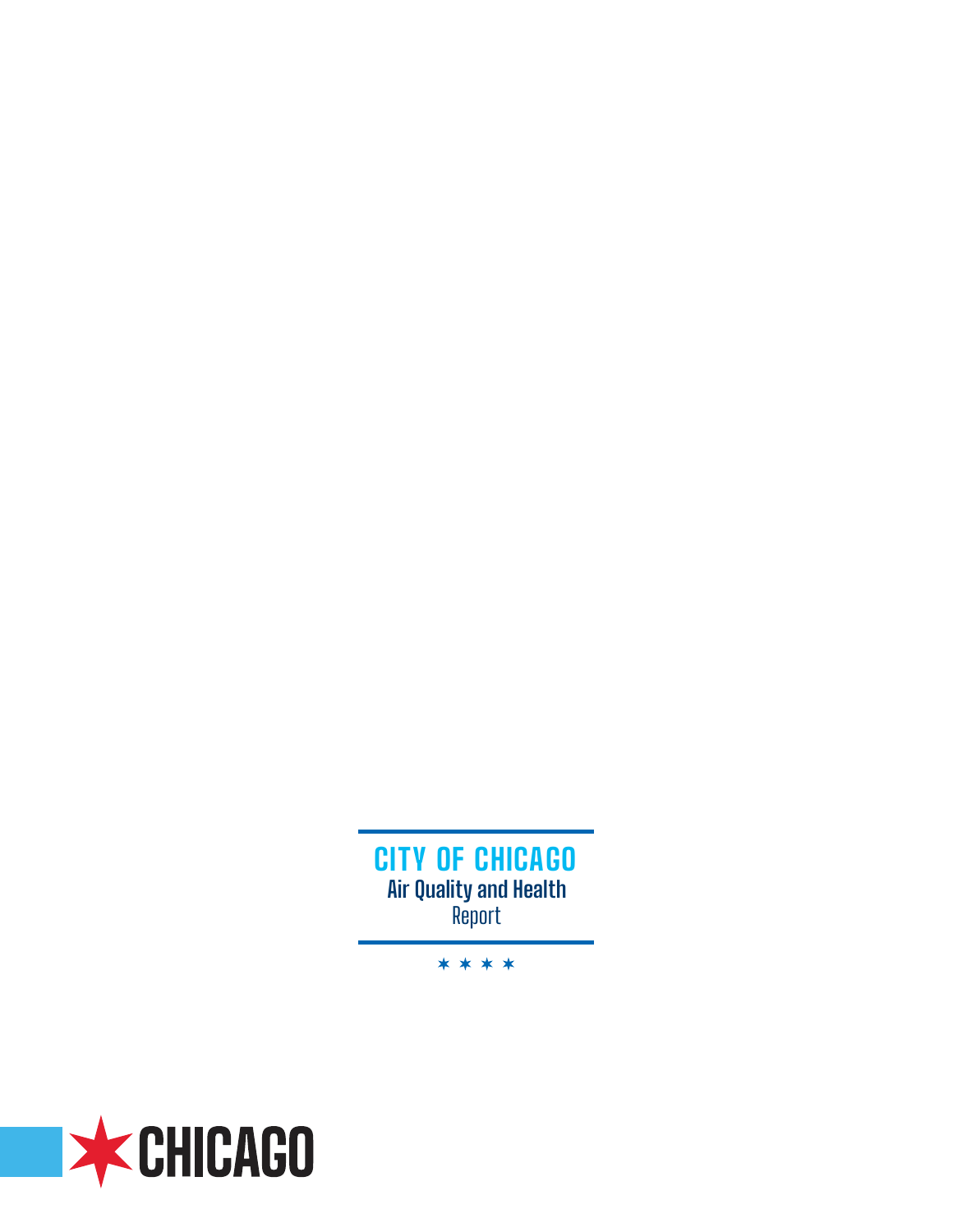CITY OF CHICAGO

Air Quality and Health

Report

★ ★ ★ ★

CHICAGO